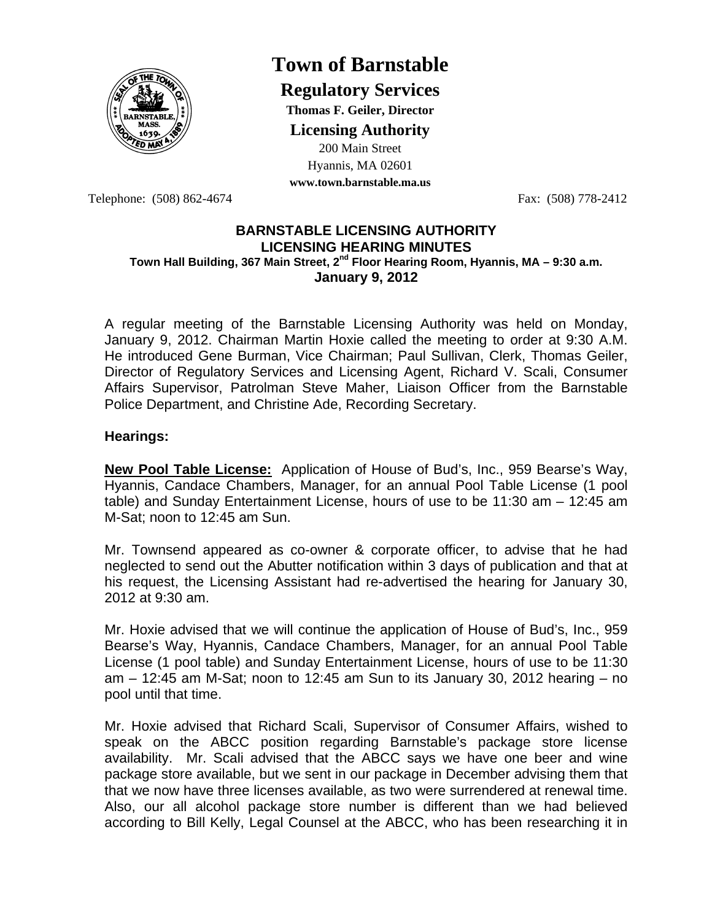# Town of Barnstable

## Regulatory Services

**Thomas F. Geiler, Director**

**Licensing Authority**

200 Main Street
Hyannis, MA 02601
**www.town.barnstable.ma.us**

Telephone: (508) 862-4674 Fax: (508) 778-2412

**BARNSTABLE LICENSING AUTHORITY**
**LICENSING HEARING MINUTES**
**Town Hall Building, 367 Main Street, 2nd Floor Hearing Room, Hyannis, MA – 9:30 a.m.**
**January 9, 2012**

A regular meeting of the Barnstable Licensing Authority was held on Monday, January 9, 2012. Chairman Martin Hoxie called the meeting to order at 9:30 A.M. He introduced Gene Burman, Vice Chairman; Paul Sullivan, Clerk, Thomas Geiler, Director of Regulatory Services and Licensing Agent, Richard V. Scali, Consumer Affairs Supervisor, Patrolman Steve Maher, Liaison Officer from the Barnstable Police Department, and Christine Ade, Recording Secretary.

### Hearings:

**New Pool Table License:** Application of House of Bud's, Inc., 959 Bearse's Way, Hyannis, Candace Chambers, Manager, for an annual Pool Table License (1 pool table) and Sunday Entertainment License, hours of use to be 11:30 am – 12:45 am M-Sat; noon to 12:45 am Sun.

Mr. Townsend appeared as co-owner & corporate officer, to advise that he had neglected to send out the Abutter notification within 3 days of publication and that at his request, the Licensing Assistant had re-advertised the hearing for January 30, 2012 at 9:30 am.

Mr. Hoxie advised that we will continue the application of House of Bud's, Inc., 959 Bearse's Way, Hyannis, Candace Chambers, Manager, for an annual Pool Table License (1 pool table) and Sunday Entertainment License, hours of use to be 11:30 am – 12:45 am M-Sat; noon to 12:45 am Sun to its January 30, 2012 hearing – no pool until that time.

Mr. Hoxie advised that Richard Scali, Supervisor of Consumer Affairs, wished to speak on the ABCC position regarding Barnstable's package store license availability. Mr. Scali advised that the ABCC says we have one beer and wine package store available, but we sent in our package in December advising them that that we now have three licenses available, as two were surrendered at renewal time. Also, our all alcohol package store number is different than we had believed according to Bill Kelly, Legal Counsel at the ABCC, who has been researching it in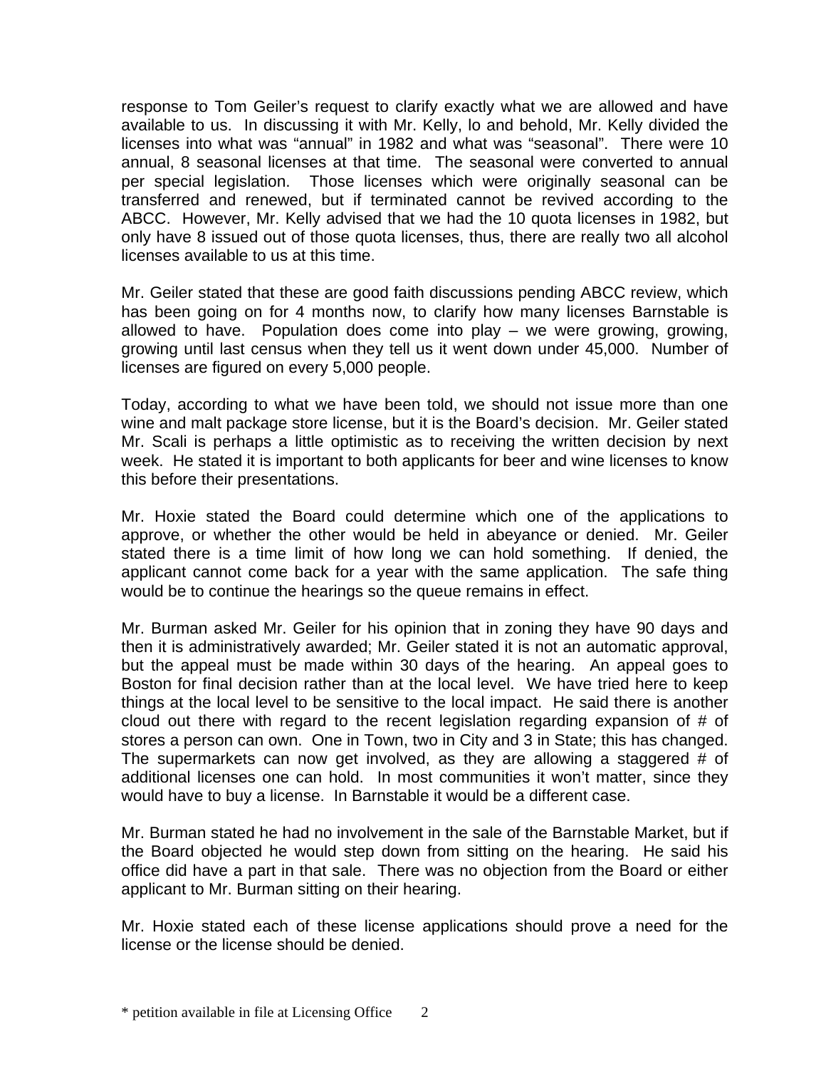response to Tom Geiler's request to clarify exactly what we are allowed and have available to us. In discussing it with Mr. Kelly, lo and behold, Mr. Kelly divided the licenses into what was "annual" in 1982 and what was "seasonal". There were 10 annual, 8 seasonal licenses at that time. The seasonal were converted to annual per special legislation. Those licenses which were originally seasonal can be transferred and renewed, but if terminated cannot be revived according to the ABCC. However, Mr. Kelly advised that we had the 10 quota licenses in 1982, but only have 8 issued out of those quota licenses, thus, there are really two all alcohol licenses available to us at this time.

Mr. Geiler stated that these are good faith discussions pending ABCC review, which has been going on for 4 months now, to clarify how many licenses Barnstable is allowed to have. Population does come into play – we were growing, growing, growing until last census when they tell us it went down under 45,000. Number of licenses are figured on every 5,000 people.

Today, according to what we have been told, we should not issue more than one wine and malt package store license, but it is the Board's decision. Mr. Geiler stated Mr. Scali is perhaps a little optimistic as to receiving the written decision by next week. He stated it is important to both applicants for beer and wine licenses to know this before their presentations.

Mr. Hoxie stated the Board could determine which one of the applications to approve, or whether the other would be held in abeyance or denied. Mr. Geiler stated there is a time limit of how long we can hold something. If denied, the applicant cannot come back for a year with the same application. The safe thing would be to continue the hearings so the queue remains in effect.

Mr. Burman asked Mr. Geiler for his opinion that in zoning they have 90 days and then it is administratively awarded; Mr. Geiler stated it is not an automatic approval, but the appeal must be made within 30 days of the hearing. An appeal goes to Boston for final decision rather than at the local level. We have tried here to keep things at the local level to be sensitive to the local impact. He said there is another cloud out there with regard to the recent legislation regarding expansion of # of stores a person can own. One in Town, two in City and 3 in State; this has changed. The supermarkets can now get involved, as they are allowing a staggered # of additional licenses one can hold. In most communities it won't matter, since they would have to buy a license. In Barnstable it would be a different case.

Mr. Burman stated he had no involvement in the sale of the Barnstable Market, but if the Board objected he would step down from sitting on the hearing. He said his office did have a part in that sale. There was no objection from the Board or either applicant to Mr. Burman sitting on their hearing.

Mr. Hoxie stated each of these license applications should prove a need for the license or the license should be denied.

* petition available in file at Licensing Office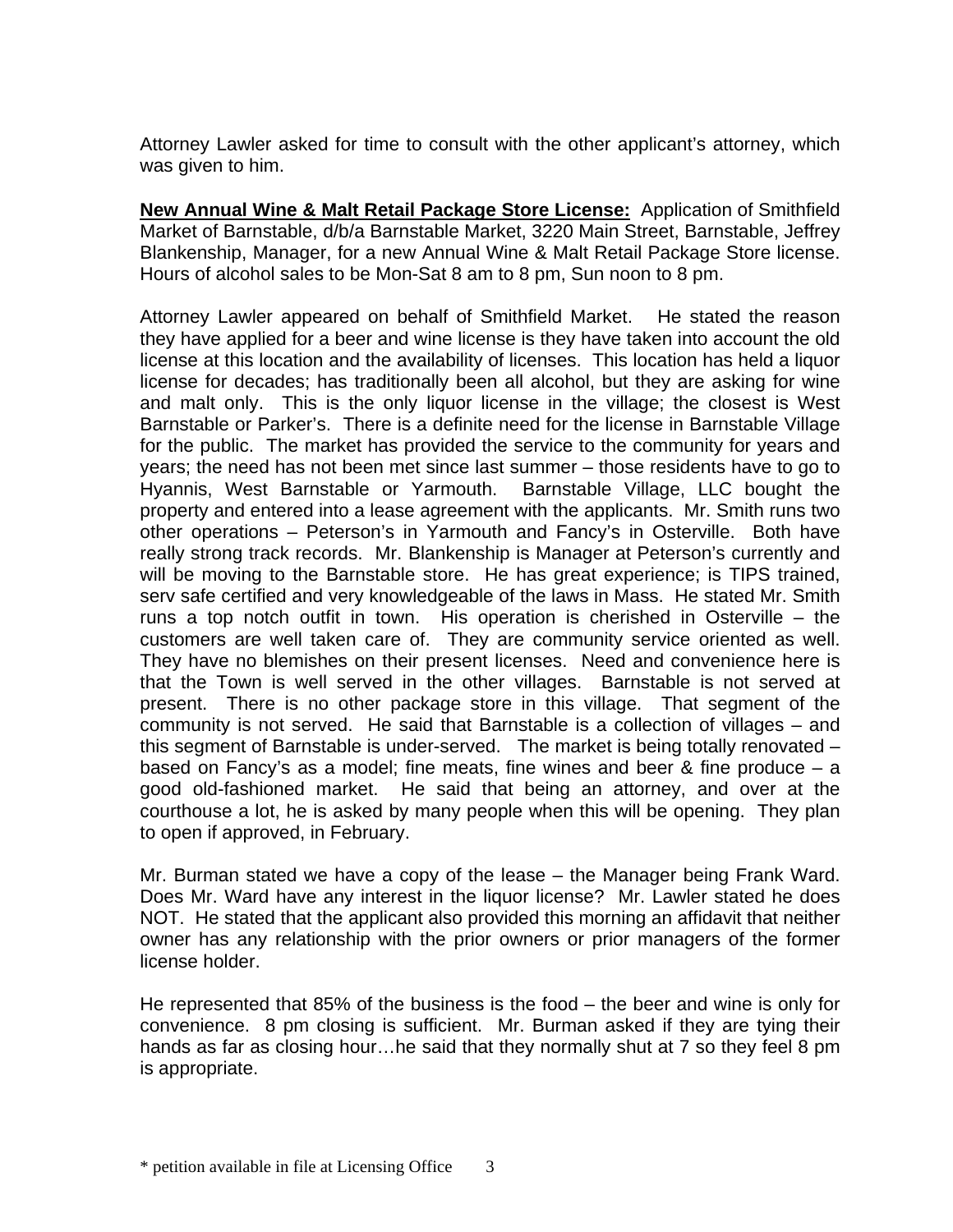Attorney Lawler asked for time to consult with the other applicant's attorney, which was given to him.

**New Annual Wine & Malt Retail Package Store License:** Application of Smithfield Market of Barnstable, d/b/a Barnstable Market, 3220 Main Street, Barnstable, Jeffrey Blankenship, Manager, for a new Annual Wine & Malt Retail Package Store license. Hours of alcohol sales to be Mon-Sat 8 am to 8 pm, Sun noon to 8 pm.

Attorney Lawler appeared on behalf of Smithfield Market. He stated the reason they have applied for a beer and wine license is they have taken into account the old license at this location and the availability of licenses. This location has held a liquor license for decades; has traditionally been all alcohol, but they are asking for wine and malt only. This is the only liquor license in the village; the closest is West Barnstable or Parker's. There is a definite need for the license in Barnstable Village for the public. The market has provided the service to the community for years and years; the need has not been met since last summer – those residents have to go to Hyannis, West Barnstable or Yarmouth. Barnstable Village, LLC bought the property and entered into a lease agreement with the applicants. Mr. Smith runs two other operations – Peterson's in Yarmouth and Fancy's in Osterville. Both have really strong track records. Mr. Blankenship is Manager at Peterson's currently and will be moving to the Barnstable store. He has great experience; is TIPS trained, serv safe certified and very knowledgeable of the laws in Mass. He stated Mr. Smith runs a top notch outfit in town. His operation is cherished in Osterville – the customers are well taken care of. They are community service oriented as well. They have no blemishes on their present licenses. Need and convenience here is that the Town is well served in the other villages. Barnstable is not served at present. There is no other package store in this village. That segment of the community is not served. He said that Barnstable is a collection of villages – and this segment of Barnstable is under-served. The market is being totally renovated – based on Fancy's as a model; fine meats, fine wines and beer & fine produce – a good old-fashioned market. He said that being an attorney, and over at the courthouse a lot, he is asked by many people when this will be opening. They plan to open if approved, in February.

Mr. Burman stated we have a copy of the lease – the Manager being Frank Ward. Does Mr. Ward have any interest in the liquor license? Mr. Lawler stated he does NOT. He stated that the applicant also provided this morning an affidavit that neither owner has any relationship with the prior owners or prior managers of the former license holder.

He represented that 85% of the business is the food – the beer and wine is only for convenience. 8 pm closing is sufficient. Mr. Burman asked if they are tying their hands as far as closing hour…he said that they normally shut at 7 so they feel 8 pm is appropriate.

\* petition available in file at Licensing Office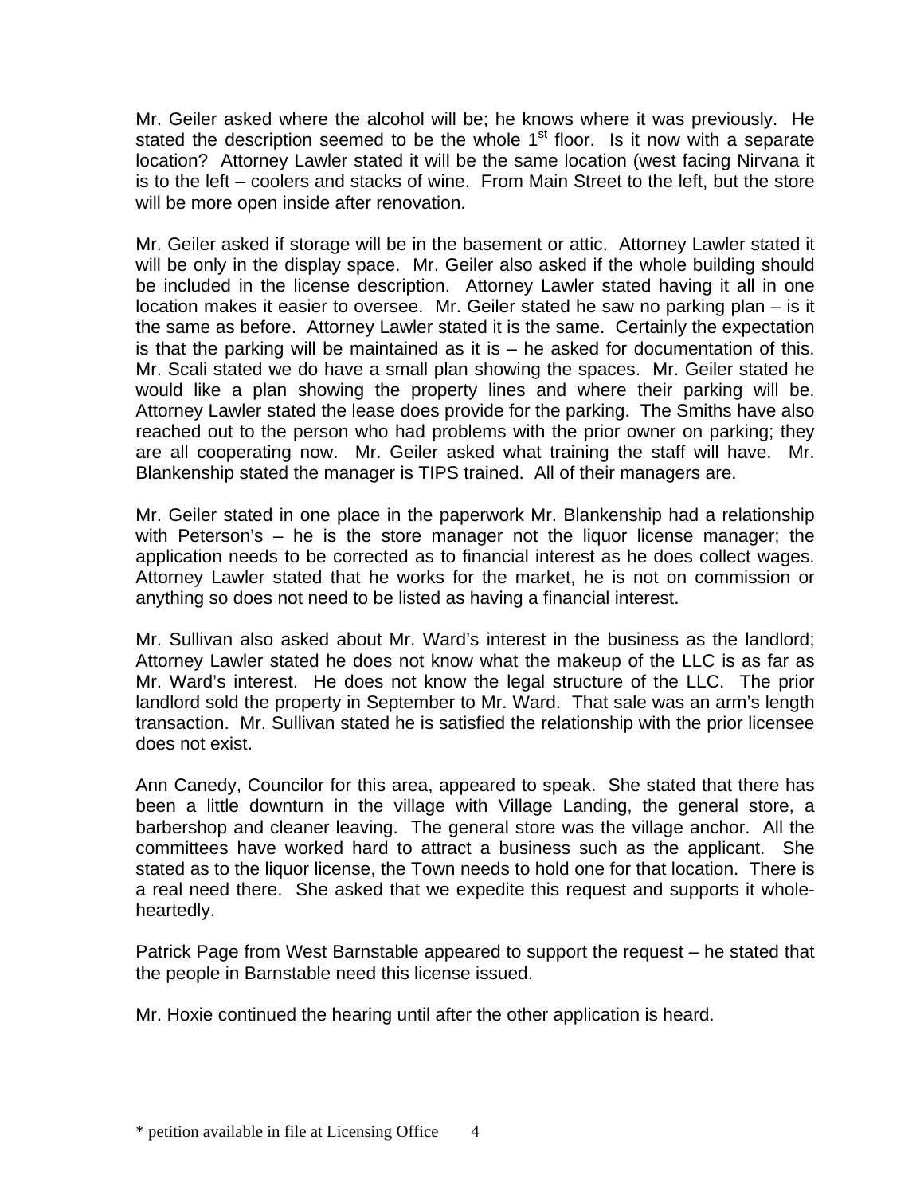Mr. Geiler asked where the alcohol will be; he knows where it was previously. He stated the description seemed to be the whole 1st floor. Is it now with a separate location? Attorney Lawler stated it will be the same location (west facing Nirvana it is to the left – coolers and stacks of wine. From Main Street to the left, but the store will be more open inside after renovation.

Mr. Geiler asked if storage will be in the basement or attic. Attorney Lawler stated it will be only in the display space. Mr. Geiler also asked if the whole building should be included in the license description. Attorney Lawler stated having it all in one location makes it easier to oversee. Mr. Geiler stated he saw no parking plan – is it the same as before. Attorney Lawler stated it is the same. Certainly the expectation is that the parking will be maintained as it is – he asked for documentation of this. Mr. Scali stated we do have a small plan showing the spaces. Mr. Geiler stated he would like a plan showing the property lines and where their parking will be. Attorney Lawler stated the lease does provide for the parking. The Smiths have also reached out to the person who had problems with the prior owner on parking; they are all cooperating now. Mr. Geiler asked what training the staff will have. Mr. Blankenship stated the manager is TIPS trained. All of their managers are.

Mr. Geiler stated in one place in the paperwork Mr. Blankenship had a relationship with Peterson's – he is the store manager not the liquor license manager; the application needs to be corrected as to financial interest as he does collect wages. Attorney Lawler stated that he works for the market, he is not on commission or anything so does not need to be listed as having a financial interest.

Mr. Sullivan also asked about Mr. Ward's interest in the business as the landlord; Attorney Lawler stated he does not know what the makeup of the LLC is as far as Mr. Ward's interest. He does not know the legal structure of the LLC. The prior landlord sold the property in September to Mr. Ward. That sale was an arm's length transaction. Mr. Sullivan stated he is satisfied the relationship with the prior licensee does not exist.

Ann Canedy, Councilor for this area, appeared to speak. She stated that there has been a little downturn in the village with Village Landing, the general store, a barbershop and cleaner leaving. The general store was the village anchor. All the committees have worked hard to attract a business such as the applicant. She stated as to the liquor license, the Town needs to hold one for that location. There is a real need there. She asked that we expedite this request and supports it whole-heartedly.

Patrick Page from West Barnstable appeared to support the request – he stated that the people in Barnstable need this license issued.

Mr. Hoxie continued the hearing until after the other application is heard.

\* petition available in file at Licensing Office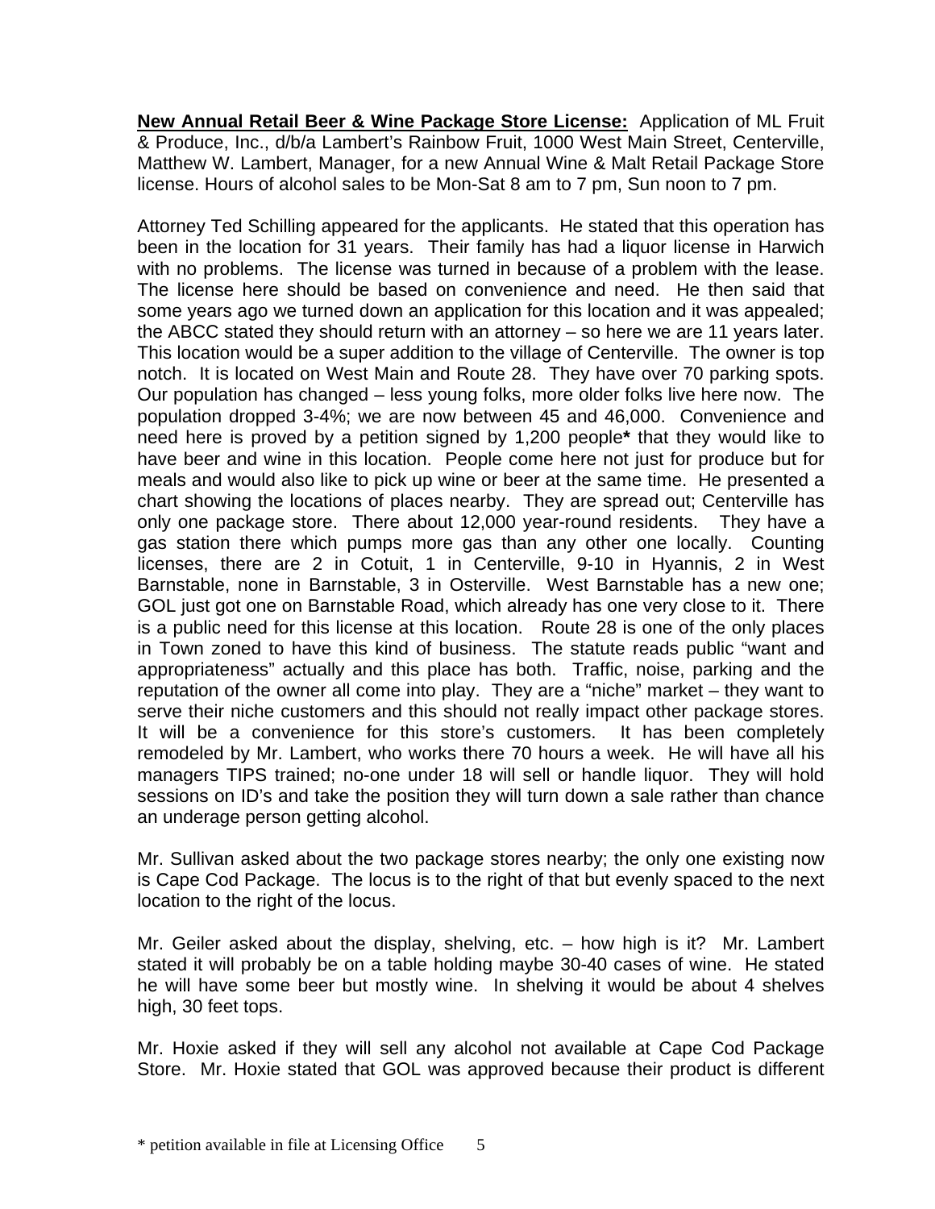**New Annual Retail Beer & Wine Package Store License:** Application of ML Fruit & Produce, Inc., d/b/a Lambert's Rainbow Fruit, 1000 West Main Street, Centerville, Matthew W. Lambert, Manager, for a new Annual Wine & Malt Retail Package Store license. Hours of alcohol sales to be Mon-Sat 8 am to 7 pm, Sun noon to 7 pm.

Attorney Ted Schilling appeared for the applicants. He stated that this operation has been in the location for 31 years. Their family has had a liquor license in Harwich with no problems. The license was turned in because of a problem with the lease. The license here should be based on convenience and need. He then said that some years ago we turned down an application for this location and it was appealed; the ABCC stated they should return with an attorney – so here we are 11 years later. This location would be a super addition to the village of Centerville. The owner is top notch. It is located on West Main and Route 28. They have over 70 parking spots. Our population has changed – less young folks, more older folks live here now. The population dropped 3-4%; we are now between 45 and 46,000. Convenience and need here is proved by a petition signed by 1,200 people**\*** that they would like to have beer and wine in this location. People come here not just for produce but for meals and would also like to pick up wine or beer at the same time. He presented a chart showing the locations of places nearby. They are spread out; Centerville has only one package store. There about 12,000 year-round residents. They have a gas station there which pumps more gas than any other one locally. Counting licenses, there are 2 in Cotuit, 1 in Centerville, 9-10 in Hyannis, 2 in West Barnstable, none in Barnstable, 3 in Osterville. West Barnstable has a new one; GOL just got one on Barnstable Road, which already has one very close to it. There is a public need for this license at this location. Route 28 is one of the only places in Town zoned to have this kind of business. The statute reads public "want and appropriateness" actually and this place has both. Traffic, noise, parking and the reputation of the owner all come into play. They are a "niche" market – they want to serve their niche customers and this should not really impact other package stores. It will be a convenience for this store's customers. It has been completely remodeled by Mr. Lambert, who works there 70 hours a week. He will have all his managers TIPS trained; no-one under 18 will sell or handle liquor. They will hold sessions on ID's and take the position they will turn down a sale rather than chance an underage person getting alcohol.

Mr. Sullivan asked about the two package stores nearby; the only one existing now is Cape Cod Package. The locus is to the right of that but evenly spaced to the next location to the right of the locus.

Mr. Geiler asked about the display, shelving, etc. – how high is it? Mr. Lambert stated it will probably be on a table holding maybe 30-40 cases of wine. He stated he will have some beer but mostly wine. In shelving it would be about 4 shelves high, 30 feet tops.

Mr. Hoxie asked if they will sell any alcohol not available at Cape Cod Package Store. Mr. Hoxie stated that GOL was approved because their product is different

\* petition available in file at Licensing Office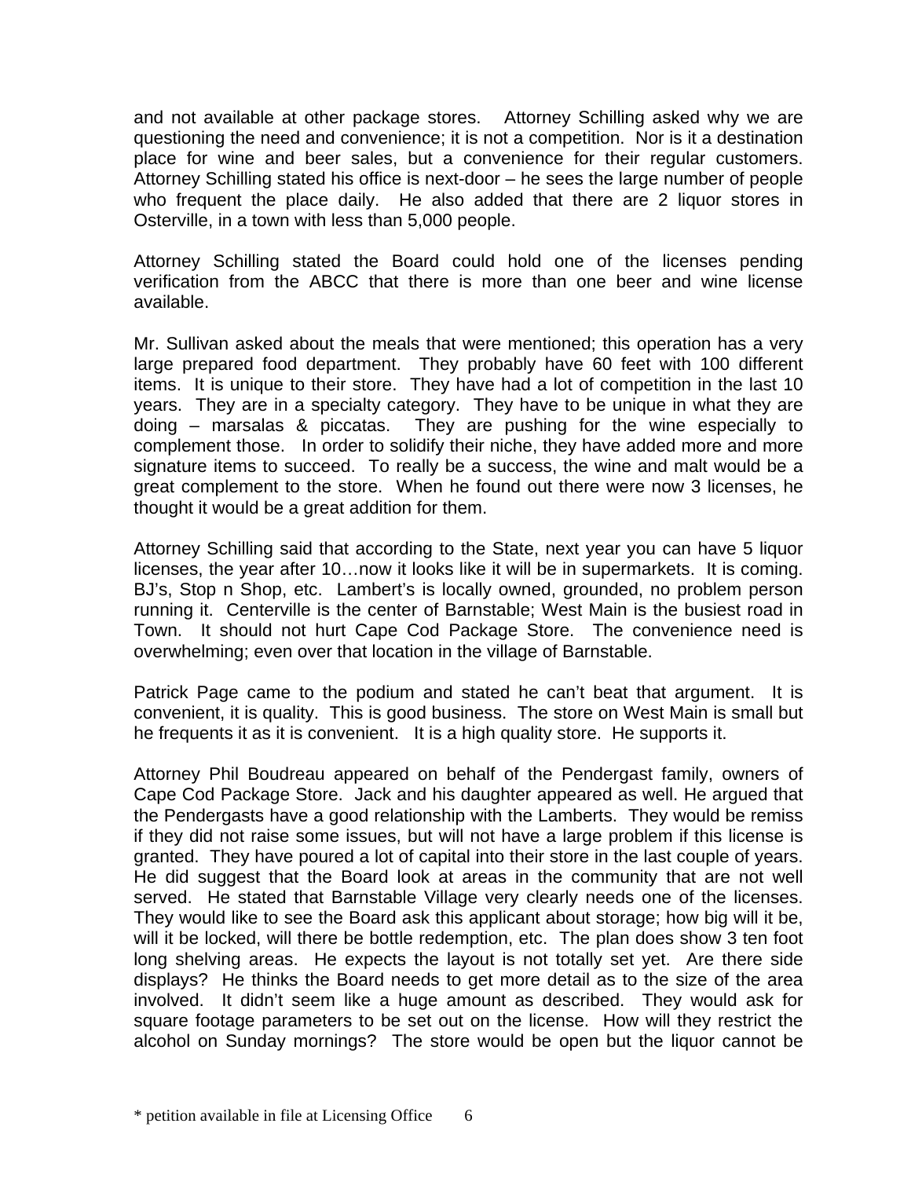and not available at other package stores. Attorney Schilling asked why we are questioning the need and convenience; it is not a competition. Nor is it a destination place for wine and beer sales, but a convenience for their regular customers. Attorney Schilling stated his office is next-door – he sees the large number of people who frequent the place daily. He also added that there are 2 liquor stores in Osterville, in a town with less than 5,000 people.

Attorney Schilling stated the Board could hold one of the licenses pending verification from the ABCC that there is more than one beer and wine license available.

Mr. Sullivan asked about the meals that were mentioned; this operation has a very large prepared food department. They probably have 60 feet with 100 different items. It is unique to their store. They have had a lot of competition in the last 10 years. They are in a specialty category. They have to be unique in what they are doing – marsalas & piccatas. They are pushing for the wine especially to complement those. In order to solidify their niche, they have added more and more signature items to succeed. To really be a success, the wine and malt would be a great complement to the store. When he found out there were now 3 licenses, he thought it would be a great addition for them.

Attorney Schilling said that according to the State, next year you can have 5 liquor licenses, the year after 10…now it looks like it will be in supermarkets. It is coming. BJ's, Stop n Shop, etc. Lambert's is locally owned, grounded, no problem person running it. Centerville is the center of Barnstable; West Main is the busiest road in Town. It should not hurt Cape Cod Package Store. The convenience need is overwhelming; even over that location in the village of Barnstable.

Patrick Page came to the podium and stated he can't beat that argument. It is convenient, it is quality. This is good business. The store on West Main is small but he frequents it as it is convenient. It is a high quality store. He supports it.

Attorney Phil Boudreau appeared on behalf of the Pendergast family, owners of Cape Cod Package Store. Jack and his daughter appeared as well. He argued that the Pendergasts have a good relationship with the Lamberts. They would be remiss if they did not raise some issues, but will not have a large problem if this license is granted. They have poured a lot of capital into their store in the last couple of years. He did suggest that the Board look at areas in the community that are not well served. He stated that Barnstable Village very clearly needs one of the licenses. They would like to see the Board ask this applicant about storage; how big will it be, will it be locked, will there be bottle redemption, etc. The plan does show 3 ten foot long shelving areas. He expects the layout is not totally set yet. Are there side displays? He thinks the Board needs to get more detail as to the size of the area involved. It didn't seem like a huge amount as described. They would ask for square footage parameters to be set out on the license. How will they restrict the alcohol on Sunday mornings? The store would be open but the liquor cannot be

\* petition available in file at Licensing Office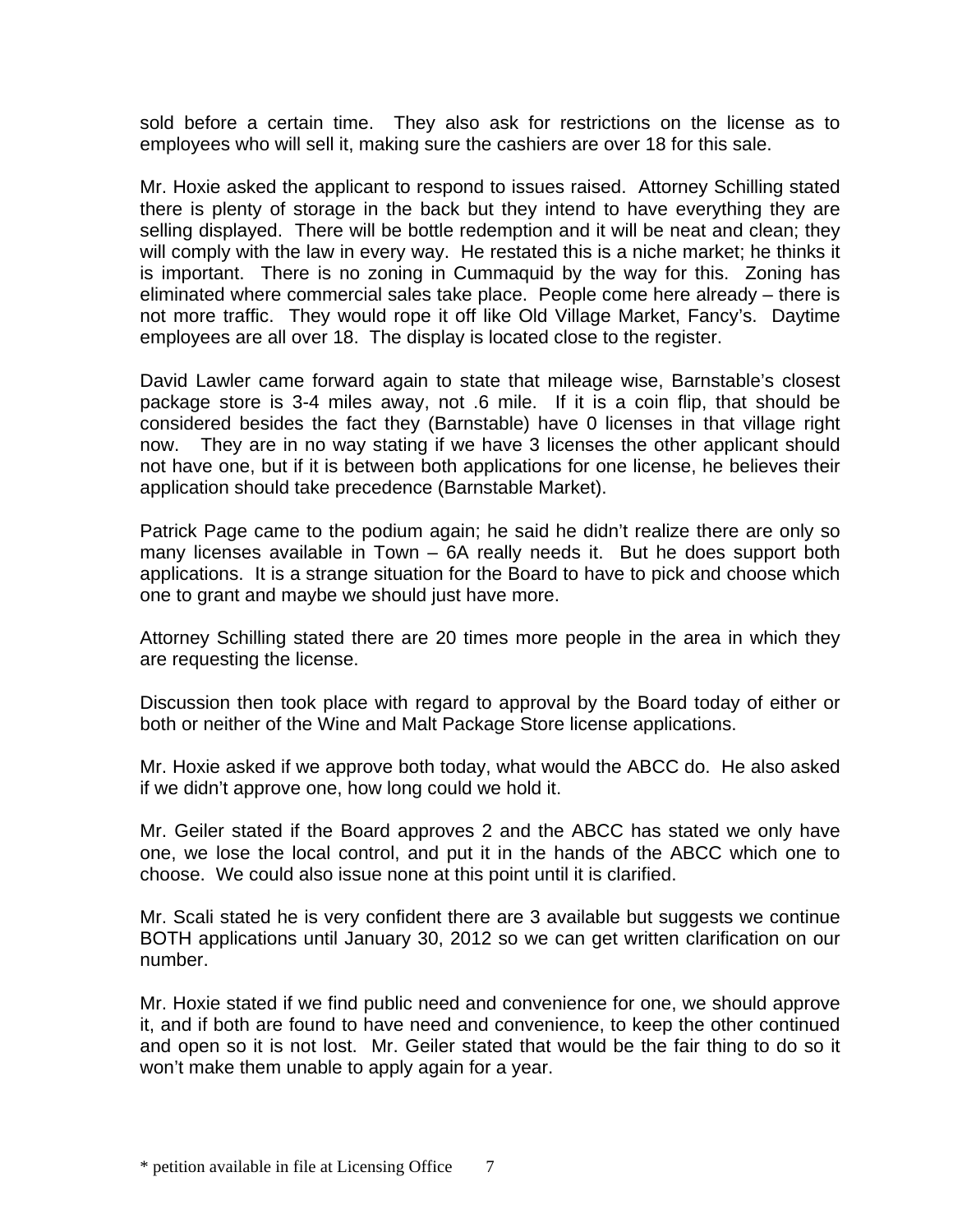sold before a certain time. They also ask for restrictions on the license as to employees who will sell it, making sure the cashiers are over 18 for this sale.

Mr. Hoxie asked the applicant to respond to issues raised. Attorney Schilling stated there is plenty of storage in the back but they intend to have everything they are selling displayed. There will be bottle redemption and it will be neat and clean; they will comply with the law in every way. He restated this is a niche market; he thinks it is important. There is no zoning in Cummaquid by the way for this. Zoning has eliminated where commercial sales take place. People come here already – there is not more traffic. They would rope it off like Old Village Market, Fancy's. Daytime employees are all over 18. The display is located close to the register.

David Lawler came forward again to state that mileage wise, Barnstable's closest package store is 3-4 miles away, not .6 mile. If it is a coin flip, that should be considered besides the fact they (Barnstable) have 0 licenses in that village right now. They are in no way stating if we have 3 licenses the other applicant should not have one, but if it is between both applications for one license, he believes their application should take precedence (Barnstable Market).

Patrick Page came to the podium again; he said he didn't realize there are only so many licenses available in Town – 6A really needs it. But he does support both applications. It is a strange situation for the Board to have to pick and choose which one to grant and maybe we should just have more.

Attorney Schilling stated there are 20 times more people in the area in which they are requesting the license.

Discussion then took place with regard to approval by the Board today of either or both or neither of the Wine and Malt Package Store license applications.

Mr. Hoxie asked if we approve both today, what would the ABCC do. He also asked if we didn't approve one, how long could we hold it.

Mr. Geiler stated if the Board approves 2 and the ABCC has stated we only have one, we lose the local control, and put it in the hands of the ABCC which one to choose. We could also issue none at this point until it is clarified.

Mr. Scali stated he is very confident there are 3 available but suggests we continue BOTH applications until January 30, 2012 so we can get written clarification on our number.

Mr. Hoxie stated if we find public need and convenience for one, we should approve it, and if both are found to have need and convenience, to keep the other continued and open so it is not lost. Mr. Geiler stated that would be the fair thing to do so it won't make them unable to apply again for a year.

\* petition available in file at Licensing Office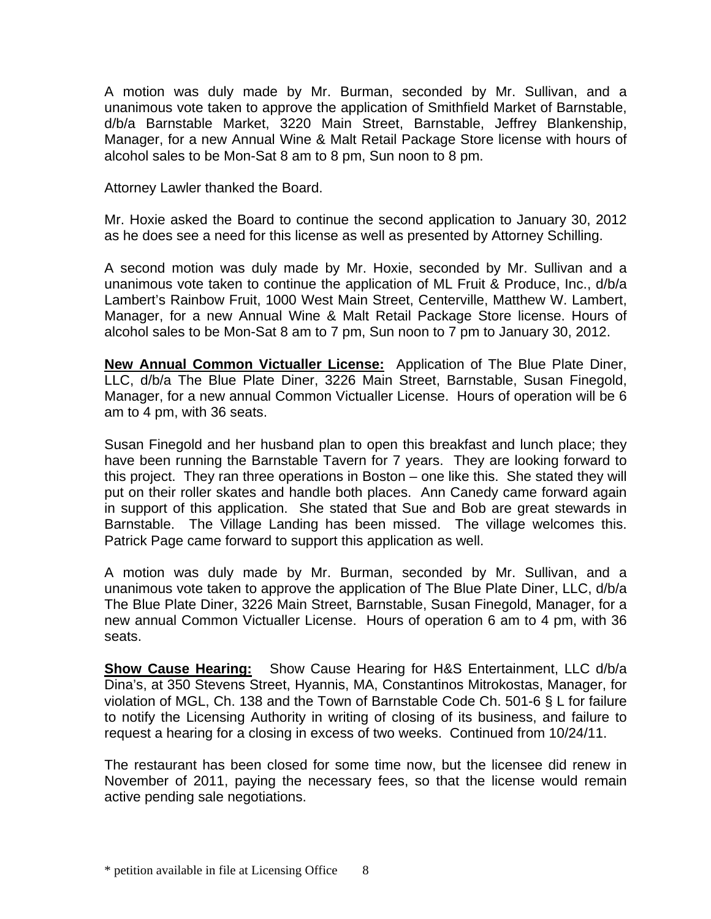A motion was duly made by Mr. Burman, seconded by Mr. Sullivan, and a unanimous vote taken to approve the application of Smithfield Market of Barnstable, d/b/a Barnstable Market, 3220 Main Street, Barnstable, Jeffrey Blankenship, Manager, for a new Annual Wine & Malt Retail Package Store license with hours of alcohol sales to be Mon-Sat 8 am to 8 pm, Sun noon to 8 pm.

Attorney Lawler thanked the Board.

Mr. Hoxie asked the Board to continue the second application to January 30, 2012 as he does see a need for this license as well as presented by Attorney Schilling.

A second motion was duly made by Mr. Hoxie, seconded by Mr. Sullivan and a unanimous vote taken to continue the application of ML Fruit & Produce, Inc., d/b/a Lambert's Rainbow Fruit, 1000 West Main Street, Centerville, Matthew W. Lambert, Manager, for a new Annual Wine & Malt Retail Package Store license. Hours of alcohol sales to be Mon-Sat 8 am to 7 pm, Sun noon to 7 pm to January 30, 2012.

**New Annual Common Victualler License:** Application of The Blue Plate Diner, LLC, d/b/a The Blue Plate Diner, 3226 Main Street, Barnstable, Susan Finegold, Manager, for a new annual Common Victualler License. Hours of operation will be 6 am to 4 pm, with 36 seats.

Susan Finegold and her husband plan to open this breakfast and lunch place; they have been running the Barnstable Tavern for 7 years. They are looking forward to this project. They ran three operations in Boston – one like this. She stated they will put on their roller skates and handle both places. Ann Canedy came forward again in support of this application. She stated that Sue and Bob are great stewards in Barnstable. The Village Landing has been missed. The village welcomes this. Patrick Page came forward to support this application as well.

A motion was duly made by Mr. Burman, seconded by Mr. Sullivan, and a unanimous vote taken to approve the application of The Blue Plate Diner, LLC, d/b/a The Blue Plate Diner, 3226 Main Street, Barnstable, Susan Finegold, Manager, for a new annual Common Victualler License. Hours of operation 6 am to 4 pm, with 36 seats.

**Show Cause Hearing:** Show Cause Hearing for H&S Entertainment, LLC d/b/a Dina's, at 350 Stevens Street, Hyannis, MA, Constantinos Mitrokostas, Manager, for violation of MGL, Ch. 138 and the Town of Barnstable Code Ch. 501-6 § L for failure to notify the Licensing Authority in writing of closing of its business, and failure to request a hearing for a closing in excess of two weeks. Continued from 10/24/11.

The restaurant has been closed for some time now, but the licensee did renew in November of 2011, paying the necessary fees, so that the license would remain active pending sale negotiations.

* petition available in file at Licensing Office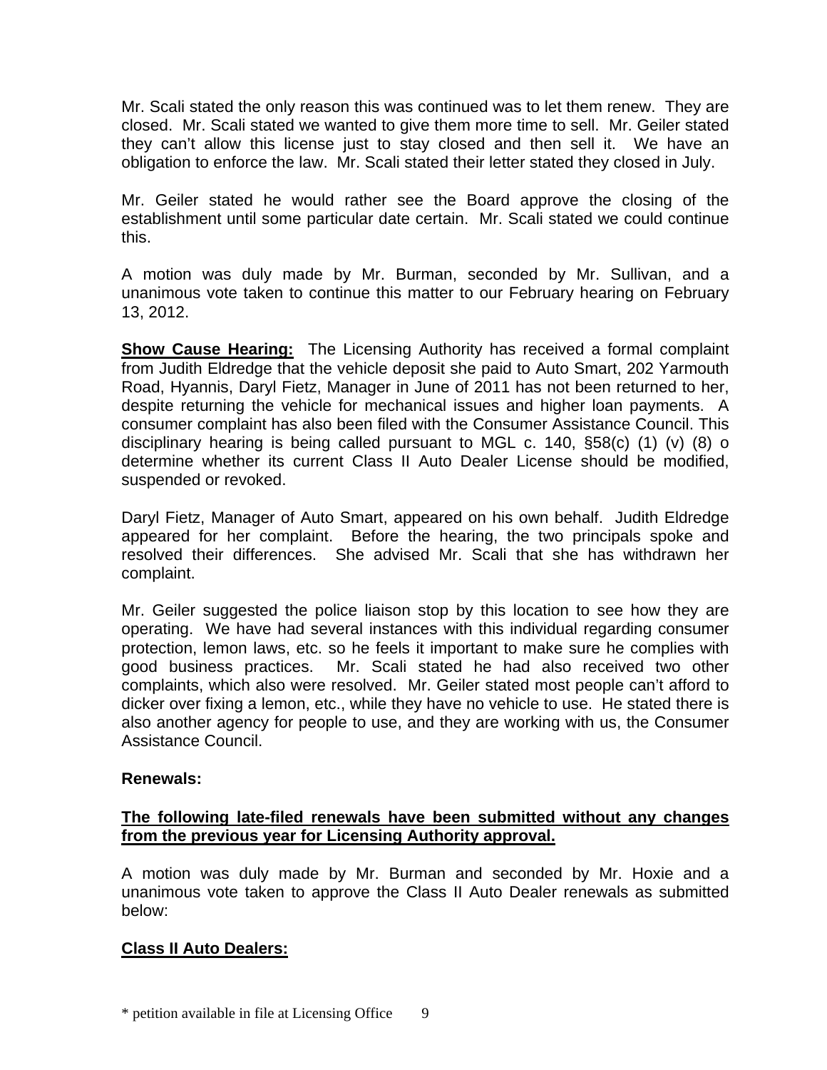Mr. Scali stated the only reason this was continued was to let them renew. They are closed. Mr. Scali stated we wanted to give them more time to sell. Mr. Geiler stated they can't allow this license just to stay closed and then sell it. We have an obligation to enforce the law. Mr. Scali stated their letter stated they closed in July.

Mr. Geiler stated he would rather see the Board approve the closing of the establishment until some particular date certain. Mr. Scali stated we could continue this.

A motion was duly made by Mr. Burman, seconded by Mr. Sullivan, and a unanimous vote taken to continue this matter to our February hearing on February 13, 2012.

**Show Cause Hearing:** The Licensing Authority has received a formal complaint from Judith Eldredge that the vehicle deposit she paid to Auto Smart, 202 Yarmouth Road, Hyannis, Daryl Fietz, Manager in June of 2011 has not been returned to her, despite returning the vehicle for mechanical issues and higher loan payments. A consumer complaint has also been filed with the Consumer Assistance Council. This disciplinary hearing is being called pursuant to MGL c. 140, §58(c) (1) (v) (8) o determine whether its current Class II Auto Dealer License should be modified, suspended or revoked.

Daryl Fietz, Manager of Auto Smart, appeared on his own behalf. Judith Eldredge appeared for her complaint. Before the hearing, the two principals spoke and resolved their differences. She advised Mr. Scali that she has withdrawn her complaint.

Mr. Geiler suggested the police liaison stop by this location to see how they are operating. We have had several instances with this individual regarding consumer protection, lemon laws, etc. so he feels it important to make sure he complies with good business practices. Mr. Scali stated he had also received two other complaints, which also were resolved. Mr. Geiler stated most people can't afford to dicker over fixing a lemon, etc., while they have no vehicle to use. He stated there is also another agency for people to use, and they are working with us, the Consumer Assistance Council.

**Renewals:**

**The following late-filed renewals have been submitted without any changes from the previous year for Licensing Authority approval.**

A motion was duly made by Mr. Burman and seconded by Mr. Hoxie and a unanimous vote taken to approve the Class II Auto Dealer renewals as submitted below:

**Class II Auto Dealers:**

* petition available in file at Licensing Office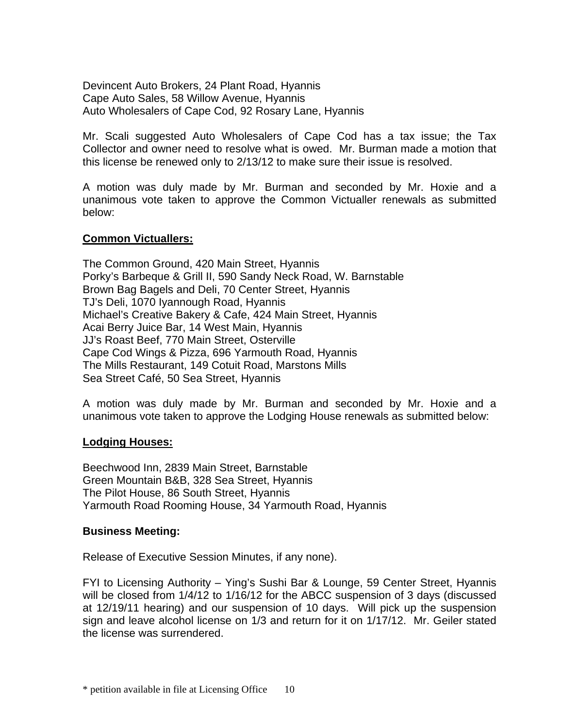Devincent Auto Brokers, 24 Plant Road, Hyannis
Cape Auto Sales, 58 Willow Avenue, Hyannis
Auto Wholesalers of Cape Cod, 92 Rosary Lane, Hyannis

Mr. Scali suggested Auto Wholesalers of Cape Cod has a tax issue; the Tax Collector and owner need to resolve what is owed. Mr. Burman made a motion that this license be renewed only to 2/13/12 to make sure their issue is resolved.

A motion was duly made by Mr. Burman and seconded by Mr. Hoxie and a unanimous vote taken to approve the Common Victualler renewals as submitted below:

**<u>Common Victuallers:</u>**

The Common Ground, 420 Main Street, Hyannis
Porky's Barbeque & Grill II, 590 Sandy Neck Road, W. Barnstable
Brown Bag Bagels and Deli, 70 Center Street, Hyannis
TJ's Deli, 1070 Iyannough Road, Hyannis
Michael's Creative Bakery & Cafe, 424 Main Street, Hyannis
Acai Berry Juice Bar, 14 West Main, Hyannis
JJ's Roast Beef, 770 Main Street, Osterville
Cape Cod Wings & Pizza, 696 Yarmouth Road, Hyannis
The Mills Restaurant, 149 Cotuit Road, Marstons Mills
Sea Street Café, 50 Sea Street, Hyannis

A motion was duly made by Mr. Burman and seconded by Mr. Hoxie and a unanimous vote taken to approve the Lodging House renewals as submitted below:

**<u>Lodging Houses:</u>**

Beechwood Inn, 2839 Main Street, Barnstable
Green Mountain B&B, 328 Sea Street, Hyannis
The Pilot House, 86 South Street, Hyannis
Yarmouth Road Rooming House, 34 Yarmouth Road, Hyannis

**Business Meeting:**

Release of Executive Session Minutes, if any none).

FYI to Licensing Authority – Ying's Sushi Bar & Lounge, 59 Center Street, Hyannis will be closed from 1/4/12 to 1/16/12 for the ABCC suspension of 3 days (discussed at 12/19/11 hearing) and our suspension of 10 days. Will pick up the suspension sign and leave alcohol license on 1/3 and return for it on 1/17/12. Mr. Geiler stated the license was surrendered.

\* petition available in file at Licensing Office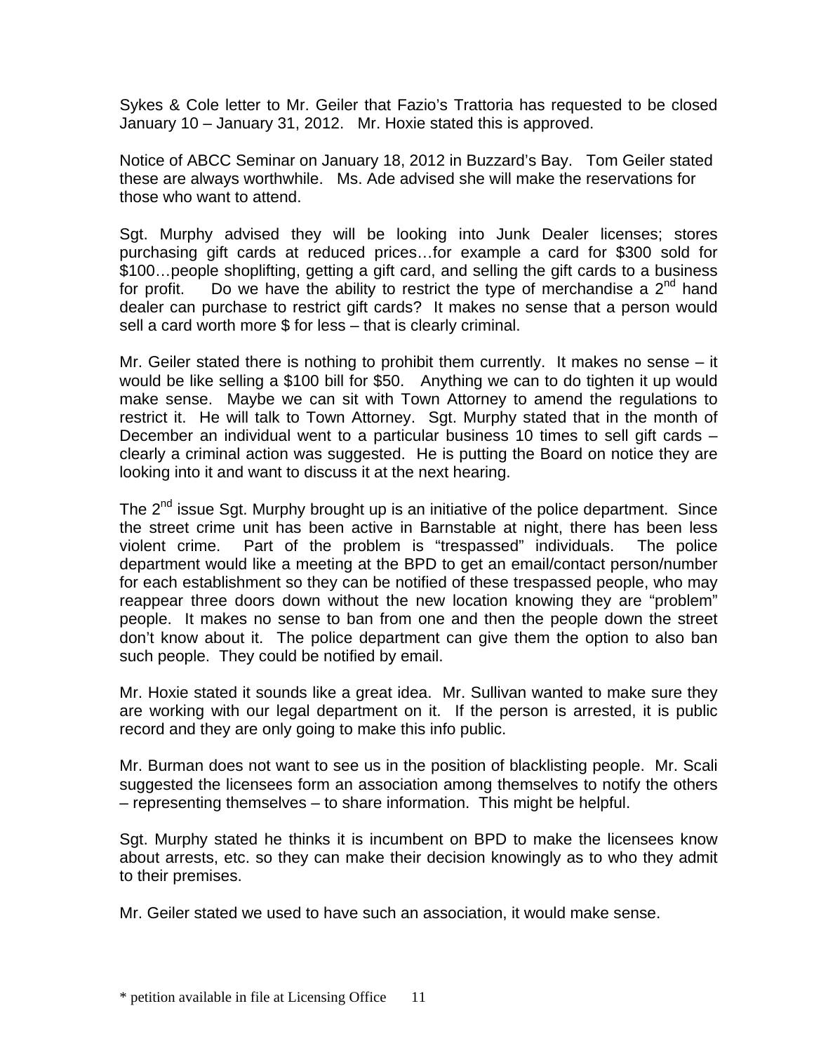Sykes & Cole letter to Mr. Geiler that Fazio's Trattoria has requested to be closed January 10 – January 31, 2012. Mr. Hoxie stated this is approved.

Notice of ABCC Seminar on January 18, 2012 in Buzzard's Bay. Tom Geiler stated these are always worthwhile. Ms. Ade advised she will make the reservations for those who want to attend.

Sgt. Murphy advised they will be looking into Junk Dealer licenses; stores purchasing gift cards at reduced prices…for example a card for $300 sold for $100…people shoplifting, getting a gift card, and selling the gift cards to a business for profit. Do we have the ability to restrict the type of merchandise a 2nd hand dealer can purchase to restrict gift cards? It makes no sense that a person would sell a card worth more $ for less – that is clearly criminal.

Mr. Geiler stated there is nothing to prohibit them currently. It makes no sense – it would be like selling a $100 bill for $50. Anything we can to do tighten it up would make sense. Maybe we can sit with Town Attorney to amend the regulations to restrict it. He will talk to Town Attorney. Sgt. Murphy stated that in the month of December an individual went to a particular business 10 times to sell gift cards – clearly a criminal action was suggested. He is putting the Board on notice they are looking into it and want to discuss it at the next hearing.

The 2nd issue Sgt. Murphy brought up is an initiative of the police department. Since the street crime unit has been active in Barnstable at night, there has been less violent crime. Part of the problem is "trespassed" individuals. The police department would like a meeting at the BPD to get an email/contact person/number for each establishment so they can be notified of these trespassed people, who may reappear three doors down without the new location knowing they are "problem" people. It makes no sense to ban from one and then the people down the street don't know about it. The police department can give them the option to also ban such people. They could be notified by email.

Mr. Hoxie stated it sounds like a great idea. Mr. Sullivan wanted to make sure they are working with our legal department on it. If the person is arrested, it is public record and they are only going to make this info public.

Mr. Burman does not want to see us in the position of blacklisting people. Mr. Scali suggested the licensees form an association among themselves to notify the others – representing themselves – to share information. This might be helpful.

Sgt. Murphy stated he thinks it is incumbent on BPD to make the licensees know about arrests, etc. so they can make their decision knowingly as to who they admit to their premises.

Mr. Geiler stated we used to have such an association, it would make sense.

* petition available in file at Licensing Office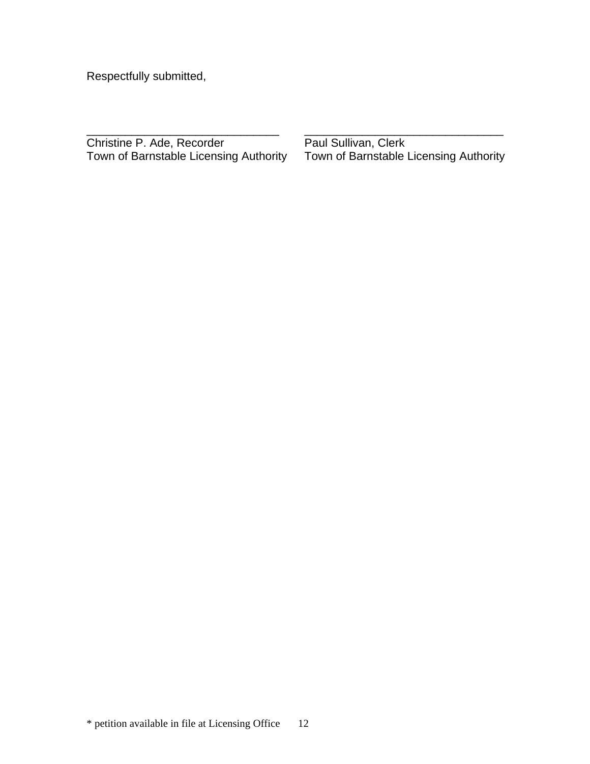Respectfully submitted,

| | |
|---|---|
| _______________________________ | _______________________________ |
| Christine P. Ade, Recorder | Paul Sullivan, Clerk |
| Town of Barnstable Licensing Authority | Town of Barnstable Licensing Authority |

* petition available in file at Licensing Office